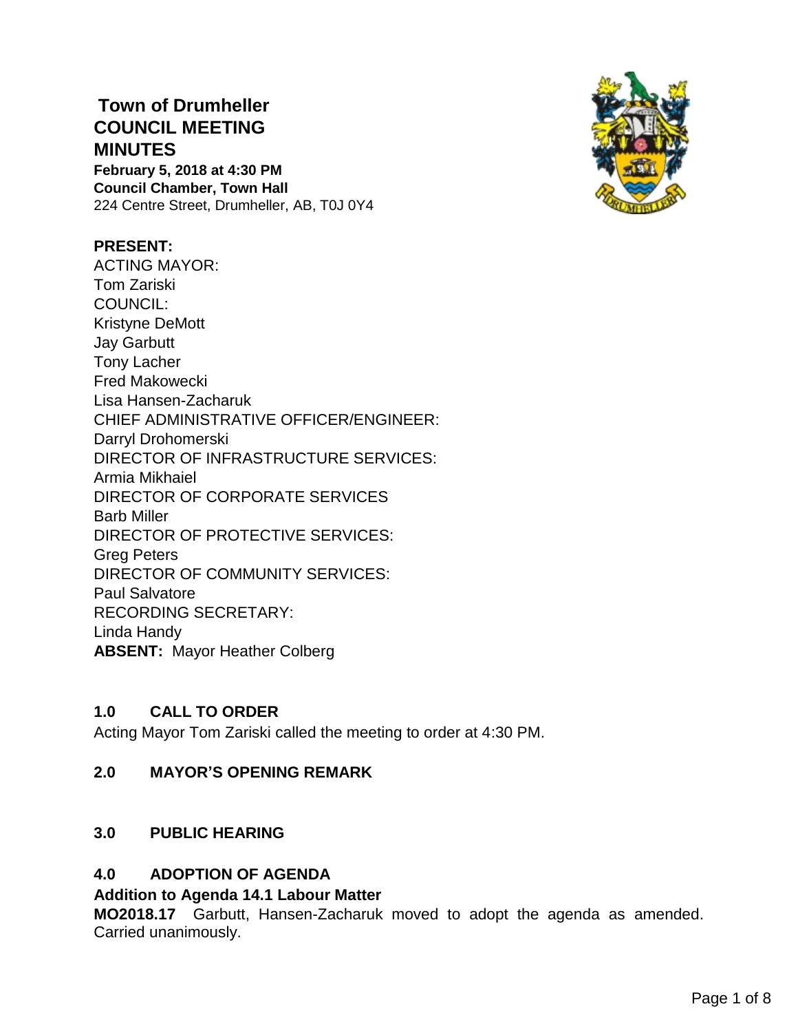# Town of Drumheller
## COUNCIL MEETING
## MINUTES

**February 5, 2018 at 4:30 PM**
**Council Chamber, Town Hall**
224 Centre Street, Drumheller, AB, T0J 0Y4

**PRESENT:**
ACTING MAYOR:
Tom Zariski
COUNCIL:
Kristyne DeMott
Jay Garbutt
Tony Lacher
Fred Makowecki
Lisa Hansen-Zacharuk
CHIEF ADMINISTRATIVE OFFICER/ENGINEER:
Darryl Drohomerski
DIRECTOR OF INFRASTRUCTURE SERVICES:
Armia Mikhaiel
DIRECTOR OF CORPORATE SERVICES
Barb Miller
DIRECTOR OF PROTECTIVE SERVICES:
Greg Peters
DIRECTOR OF COMMUNITY SERVICES:
Paul Salvatore
RECORDING SECRETARY:
Linda Handy
**ABSENT:** Mayor Heather Colberg

### 1.0 CALL TO ORDER

Acting Mayor Tom Zariski called the meeting to order at 4:30 PM.

### 2.0 MAYOR'S OPENING REMARK

### 3.0 PUBLIC HEARING

### 4.0 ADOPTION OF AGENDA

**Addition to Agenda 14.1 Labour Matter**

**MO2018.17** Garbutt, Hansen-Zacharuk moved to adopt the agenda as amended. Carried unanimously.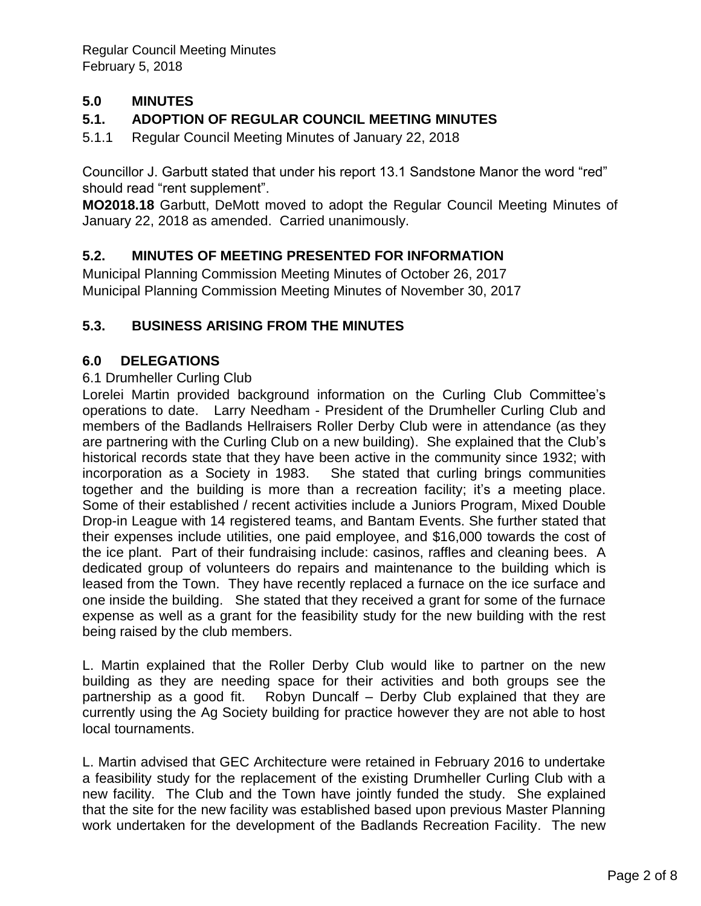## 5.0 MINUTES

## 5.1. ADOPTION OF REGULAR COUNCIL MEETING MINUTES

5.1.1 Regular Council Meeting Minutes of January 22, 2018

Councillor J. Garbutt stated that under his report 13.1 Sandstone Manor the word "red" should read "rent supplement".

**MO2018.18** Garbutt, DeMott moved to adopt the Regular Council Meeting Minutes of January 22, 2018 as amended. Carried unanimously.

## 5.2. MINUTES OF MEETING PRESENTED FOR INFORMATION

Municipal Planning Commission Meeting Minutes of October 26, 2017
Municipal Planning Commission Meeting Minutes of November 30, 2017

## 5.3. BUSINESS ARISING FROM THE MINUTES

## 6.0 DELEGATIONS

6.1 Drumheller Curling Club

Lorelei Martin provided background information on the Curling Club Committee's operations to date. Larry Needham - President of the Drumheller Curling Club and members of the Badlands Hellraisers Roller Derby Club were in attendance (as they are partnering with the Curling Club on a new building). She explained that the Club's historical records state that they have been active in the community since 1932; with incorporation as a Society in 1983. She stated that curling brings communities together and the building is more than a recreation facility; it's a meeting place. Some of their established / recent activities include a Juniors Program, Mixed Double Drop-in League with 14 registered teams, and Bantam Events. She further stated that their expenses include utilities, one paid employee, and $16,000 towards the cost of the ice plant. Part of their fundraising include: casinos, raffles and cleaning bees. A dedicated group of volunteers do repairs and maintenance to the building which is leased from the Town. They have recently replaced a furnace on the ice surface and one inside the building. She stated that they received a grant for some of the furnace expense as well as a grant for the feasibility study for the new building with the rest being raised by the club members.

L. Martin explained that the Roller Derby Club would like to partner on the new building as they are needing space for their activities and both groups see the partnership as a good fit. Robyn Duncalf – Derby Club explained that they are currently using the Ag Society building for practice however they are not able to host local tournaments.

L. Martin advised that GEC Architecture were retained in February 2016 to undertake a feasibility study for the replacement of the existing Drumheller Curling Club with a new facility. The Club and the Town have jointly funded the study. She explained that the site for the new facility was established based upon previous Master Planning work undertaken for the development of the Badlands Recreation Facility. The new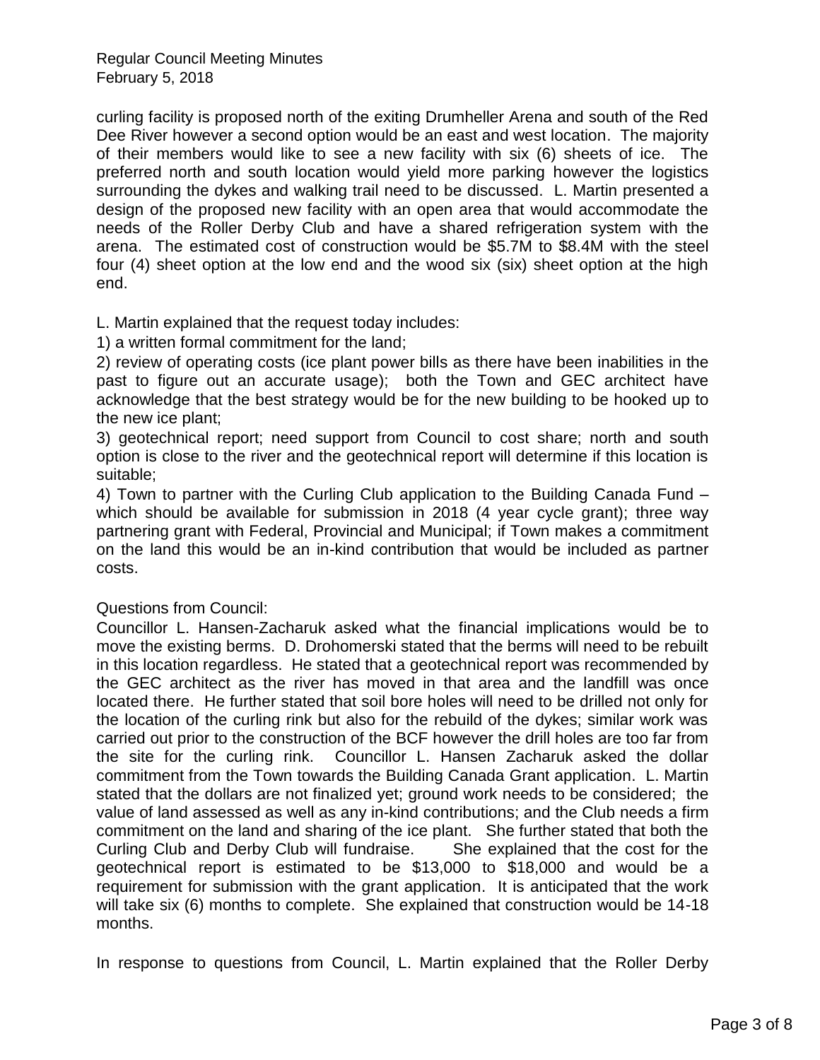curling facility is proposed north of the exiting Drumheller Arena and south of the Red Dee River however a second option would be an east and west location. The majority of their members would like to see a new facility with six (6) sheets of ice. The preferred north and south location would yield more parking however the logistics surrounding the dykes and walking trail need to be discussed. L. Martin presented a design of the proposed new facility with an open area that would accommodate the needs of the Roller Derby Club and have a shared refrigeration system with the arena. The estimated cost of construction would be $5.7M to $8.4M with the steel four (4) sheet option at the low end and the wood six (six) sheet option at the high end.

L. Martin explained that the request today includes:

1) a written formal commitment for the land;

2) review of operating costs (ice plant power bills as there have been inabilities in the past to figure out an accurate usage); both the Town and GEC architect have acknowledge that the best strategy would be for the new building to be hooked up to the new ice plant;

3) geotechnical report; need support from Council to cost share; north and south option is close to the river and the geotechnical report will determine if this location is suitable;

4) Town to partner with the Curling Club application to the Building Canada Fund – which should be available for submission in 2018 (4 year cycle grant); three way partnering grant with Federal, Provincial and Municipal; if Town makes a commitment on the land this would be an in-kind contribution that would be included as partner costs.

Questions from Council:

Councillor L. Hansen-Zacharuk asked what the financial implications would be to move the existing berms. D. Drohomerski stated that the berms will need to be rebuilt in this location regardless. He stated that a geotechnical report was recommended by the GEC architect as the river has moved in that area and the landfill was once located there. He further stated that soil bore holes will need to be drilled not only for the location of the curling rink but also for the rebuild of the dykes; similar work was carried out prior to the construction of the BCF however the drill holes are too far from the site for the curling rink. Councillor L. Hansen Zacharuk asked the dollar commitment from the Town towards the Building Canada Grant application. L. Martin stated that the dollars are not finalized yet; ground work needs to be considered; the value of land assessed as well as any in-kind contributions; and the Club needs a firm commitment on the land and sharing of the ice plant. She further stated that both the Curling Club and Derby Club will fundraise. She explained that the cost for the geotechnical report is estimated to be $13,000 to $18,000 and would be a requirement for submission with the grant application. It is anticipated that the work will take six (6) months to complete. She explained that construction would be 14-18 months.

In response to questions from Council, L. Martin explained that the Roller Derby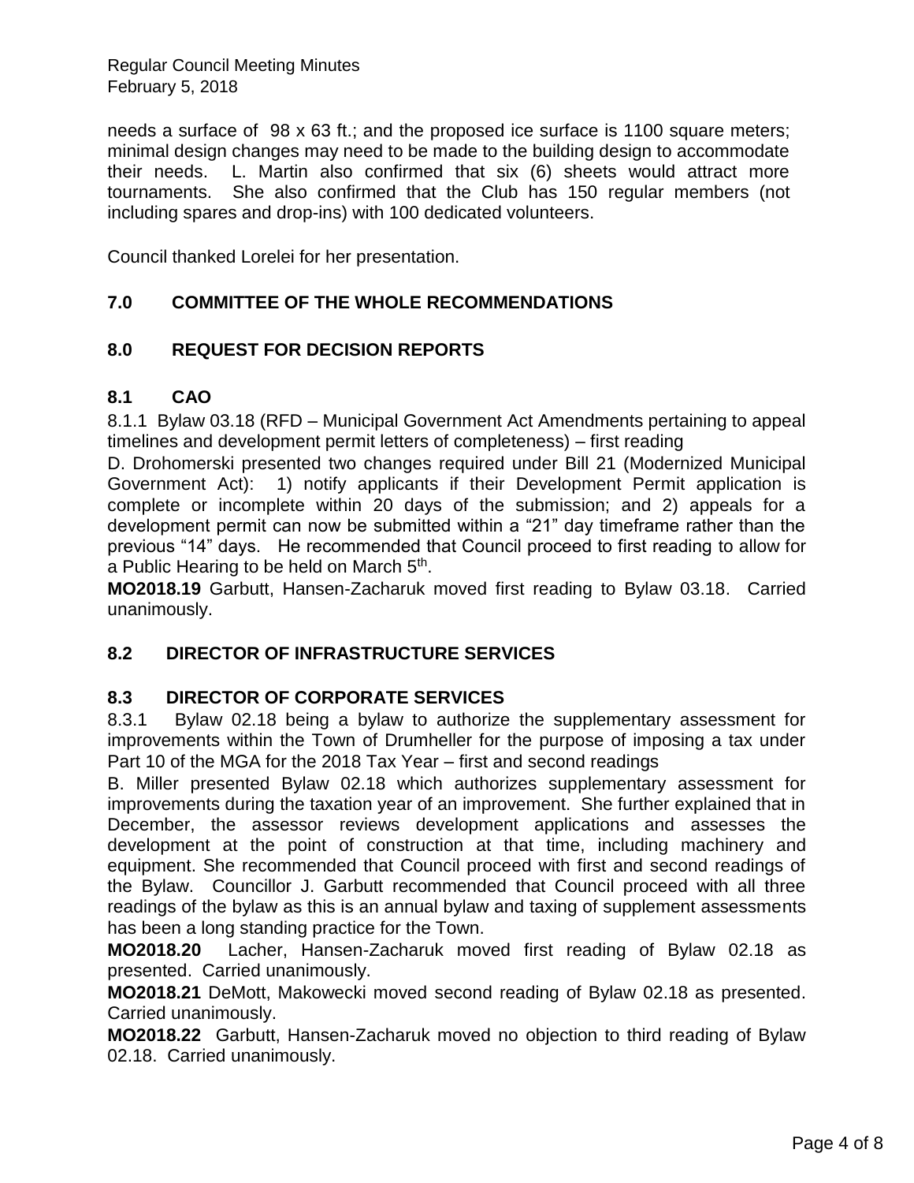needs a surface of 98 x 63 ft.; and the proposed ice surface is 1100 square meters; minimal design changes may need to be made to the building design to accommodate their needs. L. Martin also confirmed that six (6) sheets would attract more tournaments. She also confirmed that the Club has 150 regular members (not including spares and drop-ins) with 100 dedicated volunteers.

Council thanked Lorelei for her presentation.

## 7.0 COMMITTEE OF THE WHOLE RECOMMENDATIONS

## 8.0 REQUEST FOR DECISION REPORTS

### 8.1 CAO

8.1.1 Bylaw 03.18 (RFD – Municipal Government Act Amendments pertaining to appeal timelines and development permit letters of completeness) – first reading

D. Drohomerski presented two changes required under Bill 21 (Modernized Municipal Government Act): 1) notify applicants if their Development Permit application is complete or incomplete within 20 days of the submission; and 2) appeals for a development permit can now be submitted within a "21" day timeframe rather than the previous "14" days. He recommended that Council proceed to first reading to allow for a Public Hearing to be held on March 5th.

**MO2018.19** Garbutt, Hansen-Zacharuk moved first reading to Bylaw 03.18. Carried unanimously.

### 8.2 DIRECTOR OF INFRASTRUCTURE SERVICES

### 8.3 DIRECTOR OF CORPORATE SERVICES

8.3.1 Bylaw 02.18 being a bylaw to authorize the supplementary assessment for improvements within the Town of Drumheller for the purpose of imposing a tax under Part 10 of the MGA for the 2018 Tax Year – first and second readings

B. Miller presented Bylaw 02.18 which authorizes supplementary assessment for improvements during the taxation year of an improvement. She further explained that in December, the assessor reviews development applications and assesses the development at the point of construction at that time, including machinery and equipment. She recommended that Council proceed with first and second readings of the Bylaw. Councillor J. Garbutt recommended that Council proceed with all three readings of the bylaw as this is an annual bylaw and taxing of supplement assessments has been a long standing practice for the Town.

**MO2018.20** Lacher, Hansen-Zacharuk moved first reading of Bylaw 02.18 as presented. Carried unanimously.

**MO2018.21** DeMott, Makowecki moved second reading of Bylaw 02.18 as presented. Carried unanimously.

**MO2018.22** Garbutt, Hansen-Zacharuk moved no objection to third reading of Bylaw 02.18. Carried unanimously.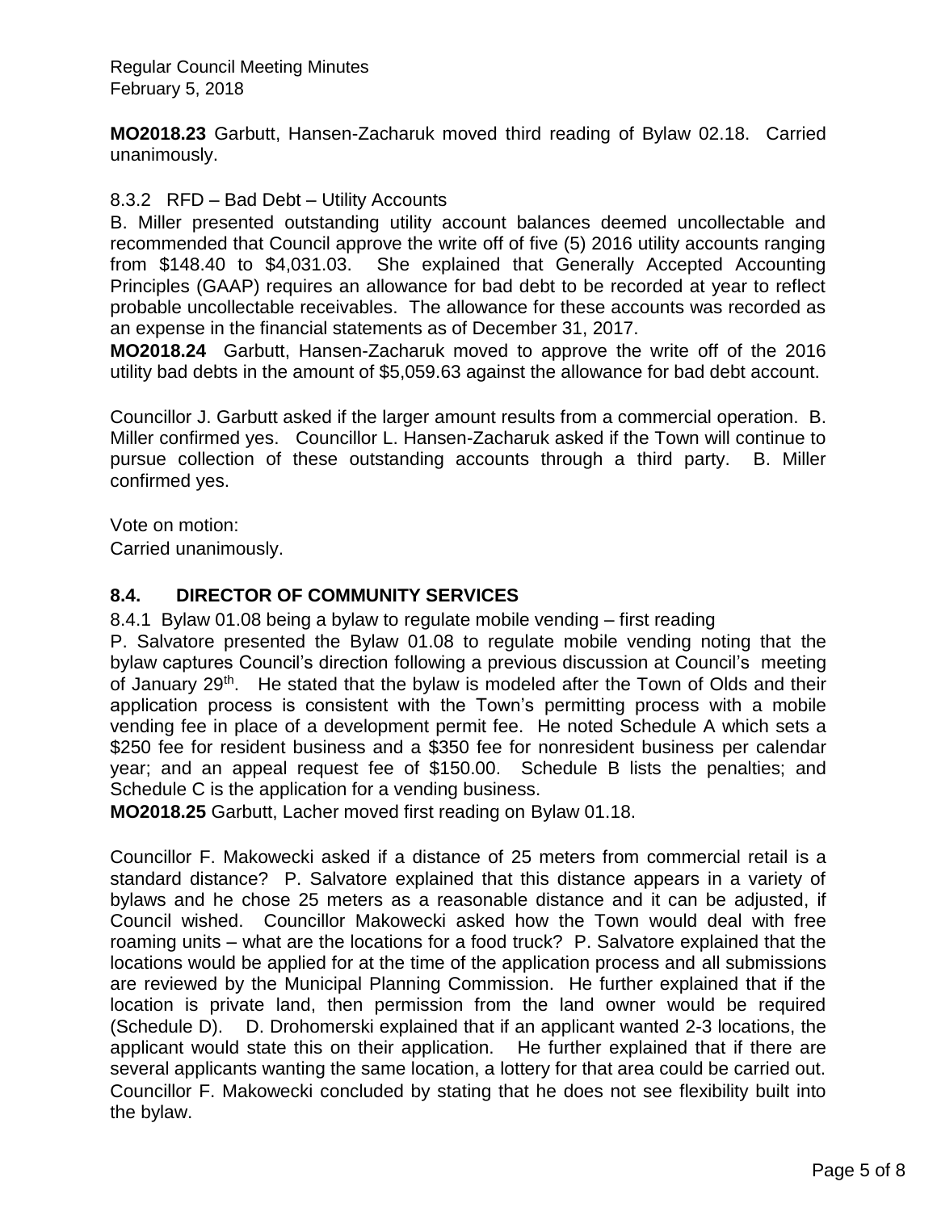**MO2018.23** Garbutt, Hansen-Zacharuk moved third reading of Bylaw 02.18. Carried unanimously.

8.3.2 RFD – Bad Debt – Utility Accounts

B. Miller presented outstanding utility account balances deemed uncollectable and recommended that Council approve the write off of five (5) 2016 utility accounts ranging from $148.40 to $4,031.03. She explained that Generally Accepted Accounting Principles (GAAP) requires an allowance for bad debt to be recorded at year to reflect probable uncollectable receivables. The allowance for these accounts was recorded as an expense in the financial statements as of December 31, 2017.

**MO2018.24** Garbutt, Hansen-Zacharuk moved to approve the write off of the 2016 utility bad debts in the amount of $5,059.63 against the allowance for bad debt account.

Councillor J. Garbutt asked if the larger amount results from a commercial operation. B. Miller confirmed yes. Councillor L. Hansen-Zacharuk asked if the Town will continue to pursue collection of these outstanding accounts through a third party. B. Miller confirmed yes.

Vote on motion:
Carried unanimously.

## 8.4. DIRECTOR OF COMMUNITY SERVICES

8.4.1 Bylaw 01.08 being a bylaw to regulate mobile vending – first reading

P. Salvatore presented the Bylaw 01.08 to regulate mobile vending noting that the bylaw captures Council's direction following a previous discussion at Council's meeting of January 29th. He stated that the bylaw is modeled after the Town of Olds and their application process is consistent with the Town's permitting process with a mobile vending fee in place of a development permit fee. He noted Schedule A which sets a $250 fee for resident business and a $350 fee for nonresident business per calendar year; and an appeal request fee of $150.00. Schedule B lists the penalties; and Schedule C is the application for a vending business.

**MO2018.25** Garbutt, Lacher moved first reading on Bylaw 01.18.

Councillor F. Makowecki asked if a distance of 25 meters from commercial retail is a standard distance? P. Salvatore explained that this distance appears in a variety of bylaws and he chose 25 meters as a reasonable distance and it can be adjusted, if Council wished. Councillor Makowecki asked how the Town would deal with free roaming units – what are the locations for a food truck? P. Salvatore explained that the locations would be applied for at the time of the application process and all submissions are reviewed by the Municipal Planning Commission. He further explained that if the location is private land, then permission from the land owner would be required (Schedule D). D. Drohomerski explained that if an applicant wanted 2-3 locations, the applicant would state this on their application. He further explained that if there are several applicants wanting the same location, a lottery for that area could be carried out. Councillor F. Makowecki concluded by stating that he does not see flexibility built into the bylaw.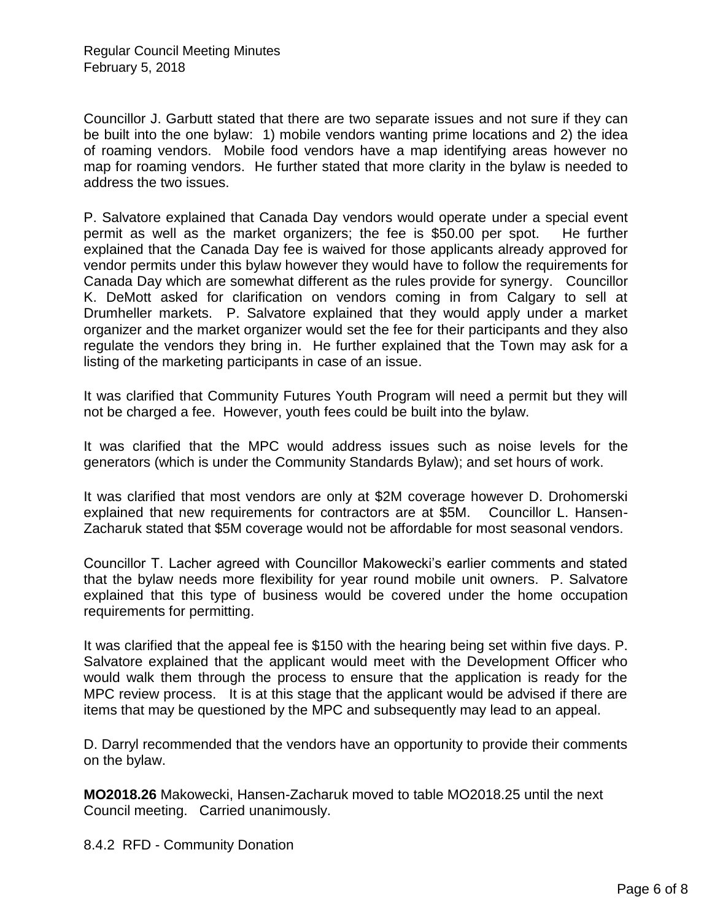Councillor J. Garbutt stated that there are two separate issues and not sure if they can be built into the one bylaw: 1) mobile vendors wanting prime locations and 2) the idea of roaming vendors. Mobile food vendors have a map identifying areas however no map for roaming vendors. He further stated that more clarity in the bylaw is needed to address the two issues.

P. Salvatore explained that Canada Day vendors would operate under a special event permit as well as the market organizers; the fee is $50.00 per spot. He further explained that the Canada Day fee is waived for those applicants already approved for vendor permits under this bylaw however they would have to follow the requirements for Canada Day which are somewhat different as the rules provide for synergy. Councillor K. DeMott asked for clarification on vendors coming in from Calgary to sell at Drumheller markets. P. Salvatore explained that they would apply under a market organizer and the market organizer would set the fee for their participants and they also regulate the vendors they bring in. He further explained that the Town may ask for a listing of the marketing participants in case of an issue.

It was clarified that Community Futures Youth Program will need a permit but they will not be charged a fee. However, youth fees could be built into the bylaw.

It was clarified that the MPC would address issues such as noise levels for the generators (which is under the Community Standards Bylaw); and set hours of work.

It was clarified that most vendors are only at $2M coverage however D. Drohomerski explained that new requirements for contractors are at $5M. Councillor L. Hansen-Zacharuk stated that $5M coverage would not be affordable for most seasonal vendors.

Councillor T. Lacher agreed with Councillor Makowecki's earlier comments and stated that the bylaw needs more flexibility for year round mobile unit owners. P. Salvatore explained that this type of business would be covered under the home occupation requirements for permitting.

It was clarified that the appeal fee is $150 with the hearing being set within five days. P. Salvatore explained that the applicant would meet with the Development Officer who would walk them through the process to ensure that the application is ready for the MPC review process. It is at this stage that the applicant would be advised if there are items that may be questioned by the MPC and subsequently may lead to an appeal.

D. Darryl recommended that the vendors have an opportunity to provide their comments on the bylaw.

**MO2018.26** Makowecki, Hansen-Zacharuk moved to table MO2018.25 until the next Council meeting. Carried unanimously.

8.4.2 RFD - Community Donation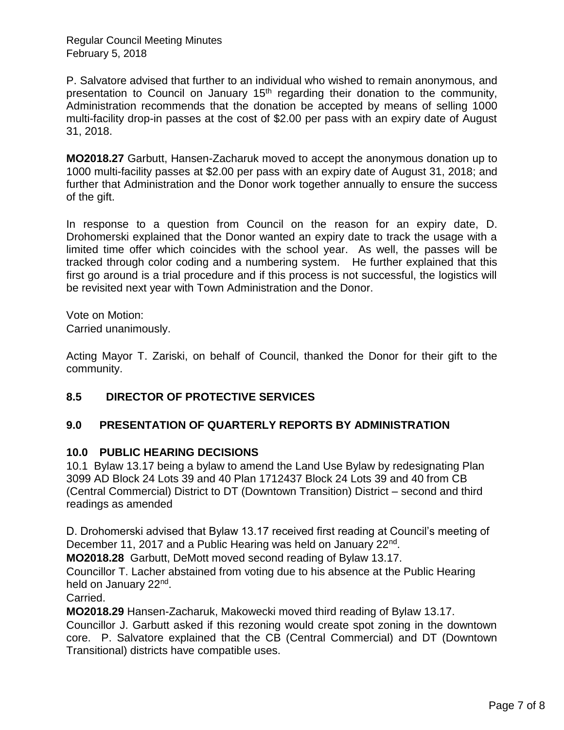P. Salvatore advised that further to an individual who wished to remain anonymous, and presentation to Council on January 15th regarding their donation to the community, Administration recommends that the donation be accepted by means of selling 1000 multi-facility drop-in passes at the cost of $2.00 per pass with an expiry date of August 31, 2018.

**MO2018.27** Garbutt, Hansen-Zacharuk moved to accept the anonymous donation up to 1000 multi-facility passes at $2.00 per pass with an expiry date of August 31, 2018; and further that Administration and the Donor work together annually to ensure the success of the gift.

In response to a question from Council on the reason for an expiry date, D. Drohomerski explained that the Donor wanted an expiry date to track the usage with a limited time offer which coincides with the school year. As well, the passes will be tracked through color coding and a numbering system. He further explained that this first go around is a trial procedure and if this process is not successful, the logistics will be revisited next year with Town Administration and the Donor.

Vote on Motion:
Carried unanimously.

Acting Mayor T. Zariski, on behalf of Council, thanked the Donor for their gift to the community.

## 8.5 DIRECTOR OF PROTECTIVE SERVICES

## 9.0 PRESENTATION OF QUARTERLY REPORTS BY ADMINISTRATION

## 10.0 PUBLIC HEARING DECISIONS

10.1 Bylaw 13.17 being a bylaw to amend the Land Use Bylaw by redesignating Plan 3099 AD Block 24 Lots 39 and 40 Plan 1712437 Block 24 Lots 39 and 40 from CB (Central Commercial) District to DT (Downtown Transition) District – second and third readings as amended

D. Drohomerski advised that Bylaw 13.17 received first reading at Council's meeting of December 11, 2017 and a Public Hearing was held on January 22nd.

**MO2018.28** Garbutt, DeMott moved second reading of Bylaw 13.17.

Councillor T. Lacher abstained from voting due to his absence at the Public Hearing held on January 22nd.

Carried.

**MO2018.29** Hansen-Zacharuk, Makowecki moved third reading of Bylaw 13.17.

Councillor J. Garbutt asked if this rezoning would create spot zoning in the downtown core. P. Salvatore explained that the CB (Central Commercial) and DT (Downtown Transitional) districts have compatible uses.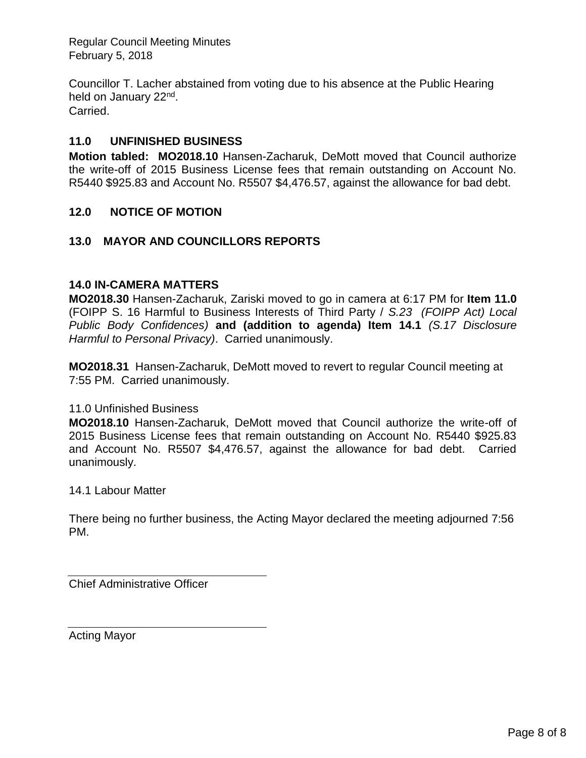Councillor T. Lacher abstained from voting due to his absence at the Public Hearing held on January 22nd.
Carried.

## 11.0 UNFINISHED BUSINESS

**Motion tabled: MO2018.10** Hansen-Zacharuk, DeMott moved that Council authorize the write-off of 2015 Business License fees that remain outstanding on Account No. R5440 $925.83 and Account No. R5507 $4,476.57, against the allowance for bad debt.

## 12.0 NOTICE OF MOTION

## 13.0 MAYOR AND COUNCILLORS REPORTS

## 14.0 IN-CAMERA MATTERS

**MO2018.30** Hansen-Zacharuk, Zariski moved to go in camera at 6:17 PM for **Item 11.0** (FOIPP S. 16 Harmful to Business Interests of Third Party / *S.23 (FOIPP Act) Local Public Body Confidences)* **and (addition to agenda) Item 14.1** *(S.17 Disclosure Harmful to Personal Privacy)*. Carried unanimously.

**MO2018.31** Hansen-Zacharuk, DeMott moved to revert to regular Council meeting at 7:55 PM. Carried unanimously.

11.0 Unfinished Business

**MO2018.10** Hansen-Zacharuk, DeMott moved that Council authorize the write-off of 2015 Business License fees that remain outstanding on Account No. R5440 $925.83 and Account No. R5507 $4,476.57, against the allowance for bad debt. Carried unanimously.

14.1 Labour Matter

There being no further business, the Acting Mayor declared the meeting adjourned 7:56 PM.

Chief Administrative Officer

Acting Mayor